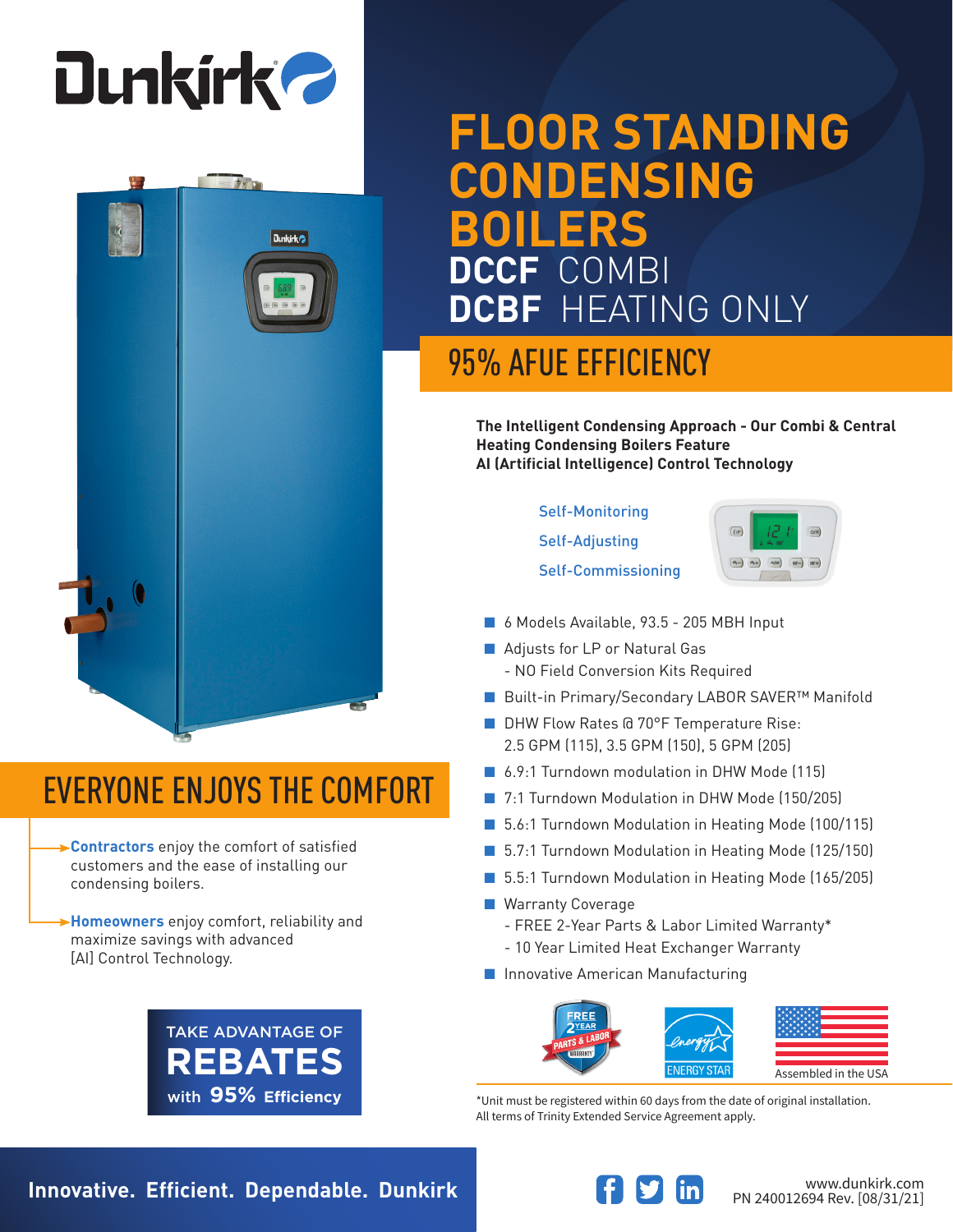# FLOOR STANDING CONDENSING BOILERS

## DCCF COMBI
## DCBF HEATING ONLY

## 95% AFUE EFFICIENCY

**The Intelligent Condensing Approach - Our Combi & Central Heating Condensing Boilers Feature AI (Artificial Intelligence) Control Technology**

- Self-Monitoring
- Self-Adjusting
- Self-Commissioning

- 6 Models Available, 93.5 - 205 MBH Input
- Adjusts for LP or Natural Gas
  - NO Field Conversion Kits Required
- Built-in Primary/Secondary LABOR SAVER™ Manifold
- DHW Flow Rates @ 70°F Temperature Rise: 2.5 GPM (115), 3.5 GPM (150), 5 GPM (205)
- 6.9:1 Turndown modulation in DHW Mode (115)
- 7:1 Turndown Modulation in DHW Mode (150/205)
- 5.6:1 Turndown Modulation in Heating Mode (100/115)
- 5.7:1 Turndown Modulation in Heating Mode (125/150)
- 5.5:1 Turndown Modulation in Heating Mode (165/205)
- Warranty Coverage
  - FREE 2-Year Parts & Labor Limited Warranty*
  - 10 Year Limited Heat Exchanger Warranty
- Innovative American Manufacturing

FREE 2 YEAR PARTS & LABOR WARRANTY — ENERGY STAR — Assembled in the USA

*Unit must be registered within 60 days from the date of original installation. All terms of Trinity Extended Service Agreement apply.

## EVERYONE ENJOYS THE COMFORT

**Contractors** enjoy the comfort of satisfied customers and the ease of installing our condensing boilers.

**Homeowners** enjoy comfort, reliability and maximize savings with advanced [AI] Control Technology.

TAKE ADVANTAGE OF **REBATES** with **95%** Efficiency

**Innovative. Efficient. Dependable. Dunkirk**

www.dunkirk.com
PN 240012694 Rev. [08/31/21]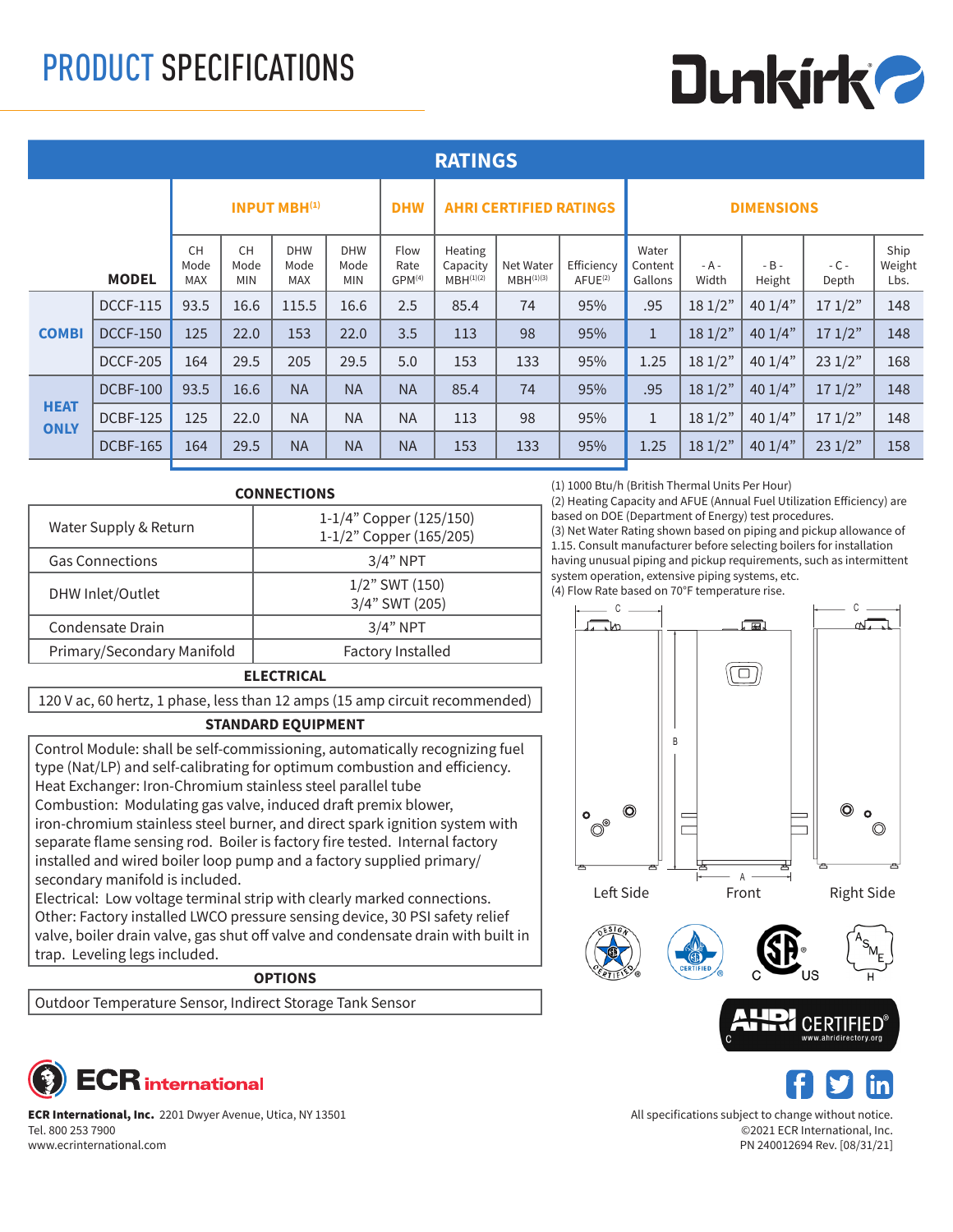# PRODUCT SPECIFICATIONS

Dunkirk

## RATINGS

| | MODEL | INPUT MBH[1] | | | | DHW | AHRI CERTIFIED RATINGS | | | DIMENSIONS | | | | |
|---|---|---|---|---|---|---|---|---|---|---|---|---|---|---|
| | | CH Mode MAX | CH Mode MIN | DHW Mode MAX | DHW Mode MIN | Flow Rate GPM[4] | Heating Capacity MBH[1][2] | Net Water MBH[1][3] | Efficiency AFUE[2] | Water Content Gallons | - A - Width | - B - Height | - C - Depth | Ship Weight Lbs. |
| COMBI | DCCF-115 | 93.5 | 16.6 | 115.5 | 16.6 | 2.5 | 85.4 | 74 | 95% | .95 | 18 1/2” | 40 1/4” | 17 1/2” | 148 |
| | DCCF-150 | 125 | 22.0 | 153 | 22.0 | 3.5 | 113 | 98 | 95% | 1 | 18 1/2” | 40 1/4” | 17 1/2” | 148 |
| | DCCF-205 | 164 | 29.5 | 205 | 29.5 | 5.0 | 153 | 133 | 95% | 1.25 | 18 1/2” | 40 1/4” | 23 1/2” | 168 |
| HEAT ONLY | DCBF-100 | 93.5 | 16.6 | NA | NA | NA | 85.4 | 74 | 95% | .95 | 18 1/2” | 40 1/4” | 17 1/2” | 148 |
| | DCBF-125 | 125 | 22.0 | NA | NA | NA | 113 | 98 | 95% | 1 | 18 1/2” | 40 1/4” | 17 1/2” | 148 |
| | DCBF-165 | 164 | 29.5 | NA | NA | NA | 153 | 133 | 95% | 1.25 | 18 1/2” | 40 1/4” | 23 1/2” | 158 |

(1) 1000 Btu/h (British Thermal Units Per Hour)
(2) Heating Capacity and AFUE (Annual Fuel Utilization Efficiency) are based on DOE (Department of Energy) test procedures.
(3) Net Water Rating shown based on piping and pickup allowance of 1.15. Consult manufacturer before selecting boilers for installation having unusual piping and pickup requirements, such as intermittent system operation, extensive piping systems, etc.
(4) Flow Rate based on 70°F temperature rise.

### CONNECTIONS

| | |
|---|---|
| Water Supply & Return | 1-1/4” Copper (125/150)<br>1-1/2” Copper (165/205) |
| Gas Connections | 3/4” NPT |
| DHW Inlet/Outlet | 1/2” SWT (150)<br>3/4” SWT (205) |
| Condensate Drain | 3/4” NPT |
| Primary/Secondary Manifold | Factory Installed |

### ELECTRICAL

120 V ac, 60 hertz, 1 phase, less than 12 amps (15 amp circuit recommended)

### STANDARD EQUIPMENT

Control Module: shall be self-commissioning, automatically recognizing fuel type (Nat/LP) and self-calibrating for optimum combustion and efficiency.
Heat Exchanger: Iron-Chromium stainless steel parallel tube
Combustion: Modulating gas valve, induced draft premix blower, iron-chromium stainless steel burner, and direct spark ignition system with separate flame sensing rod. Boiler is factory fire tested. Internal factory installed and wired boiler loop pump and a factory supplied primary/secondary manifold is included.
Electrical: Low voltage terminal strip with clearly marked connections.
Other: Factory installed LWCO pressure sensing device, 30 PSI safety relief valve, boiler drain valve, gas shut off valve and condensate drain with built in trap. Leveling legs included.

### OPTIONS

Outdoor Temperature Sensor, Indirect Storage Tank Sensor

C
B
A
Left Side
Front
Right Side

AHRI CERTIFIED® www.ahridirectory.org

ECR international

**ECR International, Inc.** 2201 Dwyer Avenue, Utica, NY 13501
Tel. 800 253 7900
www.ecrinternational.com

All specifications subject to change without notice.
©2021 ECR International, Inc.
PN 240012694 Rev. [08/31/21]